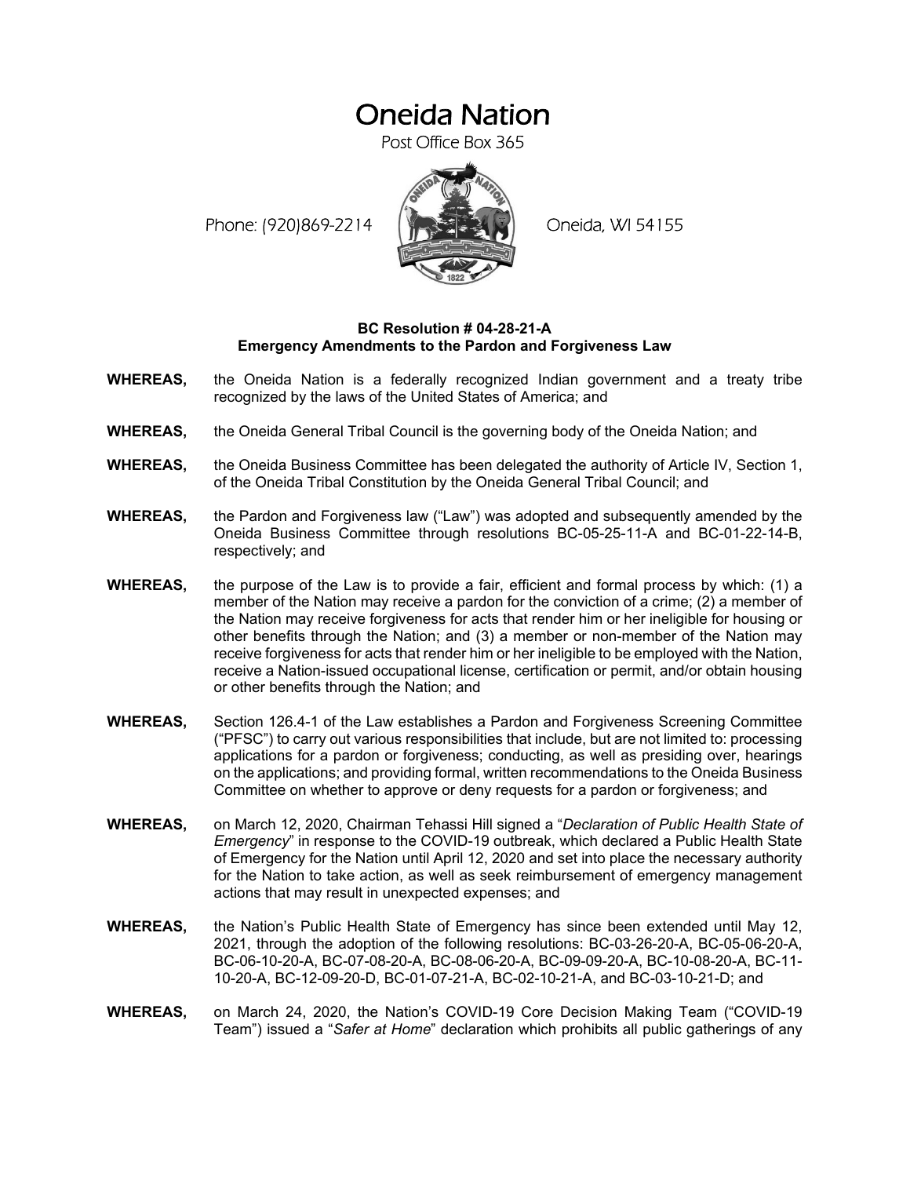# Oneida Nation

Post Office Box 365

Phone: (920)869-2214 Oneida, WI 54155

**BC Resolution # 04-28-21-A**
**Emergency Amendments to the Pardon and Forgiveness Law**

**WHEREAS,** the Oneida Nation is a federally recognized Indian government and a treaty tribe recognized by the laws of the United States of America; and

**WHEREAS,** the Oneida General Tribal Council is the governing body of the Oneida Nation; and

**WHEREAS,** the Oneida Business Committee has been delegated the authority of Article IV, Section 1, of the Oneida Tribal Constitution by the Oneida General Tribal Council; and

**WHEREAS,** the Pardon and Forgiveness law ("Law") was adopted and subsequently amended by the Oneida Business Committee through resolutions BC-05-25-11-A and BC-01-22-14-B, respectively; and

**WHEREAS,** the purpose of the Law is to provide a fair, efficient and formal process by which: (1) a member of the Nation may receive a pardon for the conviction of a crime; (2) a member of the Nation may receive forgiveness for acts that render him or her ineligible for housing or other benefits through the Nation; and (3) a member or non-member of the Nation may receive forgiveness for acts that render him or her ineligible to be employed with the Nation, receive a Nation-issued occupational license, certification or permit, and/or obtain housing or other benefits through the Nation; and

**WHEREAS,** Section 126.4-1 of the Law establishes a Pardon and Forgiveness Screening Committee ("PFSC") to carry out various responsibilities that include, but are not limited to: processing applications for a pardon or forgiveness; conducting, as well as presiding over, hearings on the applications; and providing formal, written recommendations to the Oneida Business Committee on whether to approve or deny requests for a pardon or forgiveness; and

**WHEREAS,** on March 12, 2020, Chairman Tehassi Hill signed a "*Declaration of Public Health State of Emergency*" in response to the COVID-19 outbreak, which declared a Public Health State of Emergency for the Nation until April 12, 2020 and set into place the necessary authority for the Nation to take action, as well as seek reimbursement of emergency management actions that may result in unexpected expenses; and

**WHEREAS,** the Nation's Public Health State of Emergency has since been extended until May 12, 2021, through the adoption of the following resolutions: BC-03-26-20-A, BC-05-06-20-A, BC-06-10-20-A, BC-07-08-20-A, BC-08-06-20-A, BC-09-09-20-A, BC-10-08-20-A, BC-11-10-20-A, BC-12-09-20-D, BC-01-07-21-A, BC-02-10-21-A, and BC-03-10-21-D; and

**WHEREAS,** on March 24, 2020, the Nation's COVID-19 Core Decision Making Team ("COVID-19 Team") issued a "*Safer at Home*" declaration which prohibits all public gatherings of any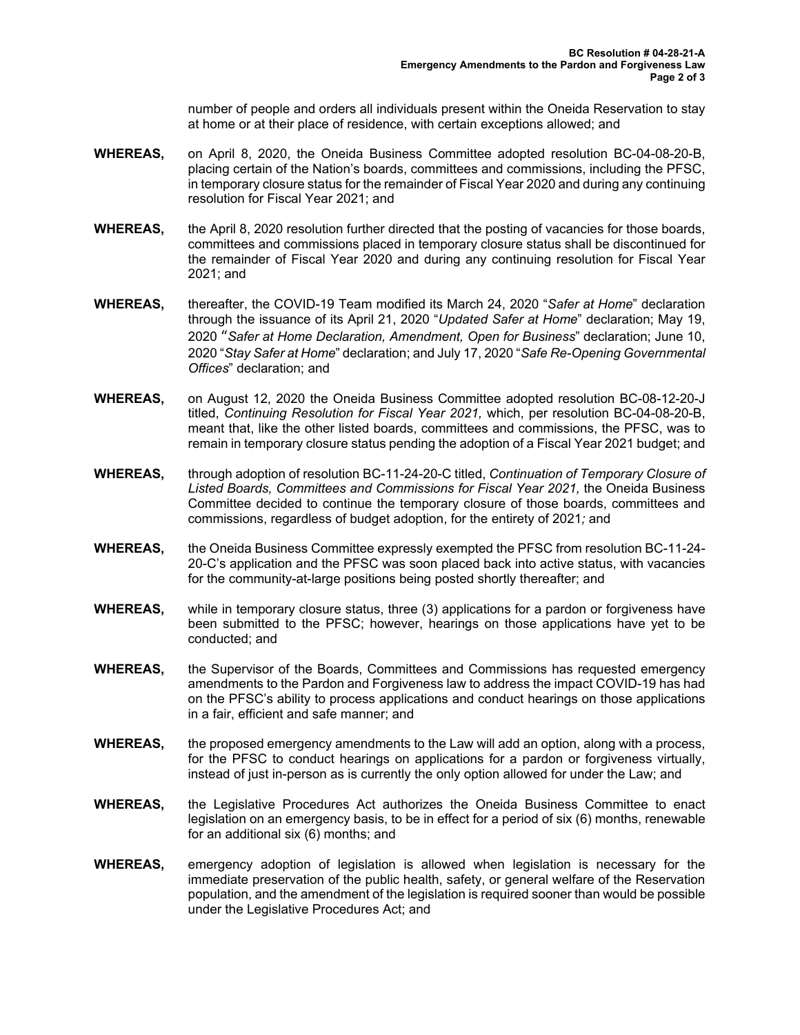number of people and orders all individuals present within the Oneida Reservation to stay at home or at their place of residence, with certain exceptions allowed; and

**WHEREAS,** on April 8, 2020, the Oneida Business Committee adopted resolution BC-04-08-20-B, placing certain of the Nation's boards, committees and commissions, including the PFSC, in temporary closure status for the remainder of Fiscal Year 2020 and during any continuing resolution for Fiscal Year 2021; and

**WHEREAS,** the April 8, 2020 resolution further directed that the posting of vacancies for those boards, committees and commissions placed in temporary closure status shall be discontinued for the remainder of Fiscal Year 2020 and during any continuing resolution for Fiscal Year 2021; and

**WHEREAS,** thereafter, the COVID-19 Team modified its March 24, 2020 "*Safer at Home*" declaration through the issuance of its April 21, 2020 "*Updated Safer at Home*" declaration; May 19, 2020 "*Safer at Home Declaration, Amendment, Open for Business*" declaration; June 10, 2020 "*Stay Safer at Home*" declaration; and July 17, 2020 "*Safe Re-Opening Governmental Offices*" declaration; and

**WHEREAS,** on August 12, 2020 the Oneida Business Committee adopted resolution BC-08-12-20-J titled, *Continuing Resolution for Fiscal Year 2021,* which, per resolution BC-04-08-20-B, meant that, like the other listed boards, committees and commissions, the PFSC, was to remain in temporary closure status pending the adoption of a Fiscal Year 2021 budget; and

**WHEREAS,** through adoption of resolution BC-11-24-20-C titled, *Continuation of Temporary Closure of Listed Boards, Committees and Commissions for Fiscal Year 2021,* the Oneida Business Committee decided to continue the temporary closure of those boards, committees and commissions, regardless of budget adoption, for the entirety of 2021*;* and

**WHEREAS,** the Oneida Business Committee expressly exempted the PFSC from resolution BC-11-24-20-C's application and the PFSC was soon placed back into active status, with vacancies for the community-at-large positions being posted shortly thereafter; and

**WHEREAS,** while in temporary closure status, three (3) applications for a pardon or forgiveness have been submitted to the PFSC; however, hearings on those applications have yet to be conducted; and

**WHEREAS,** the Supervisor of the Boards, Committees and Commissions has requested emergency amendments to the Pardon and Forgiveness law to address the impact COVID-19 has had on the PFSC's ability to process applications and conduct hearings on those applications in a fair, efficient and safe manner; and

**WHEREAS,** the proposed emergency amendments to the Law will add an option, along with a process, for the PFSC to conduct hearings on applications for a pardon or forgiveness virtually, instead of just in-person as is currently the only option allowed for under the Law; and

**WHEREAS,** the Legislative Procedures Act authorizes the Oneida Business Committee to enact legislation on an emergency basis, to be in effect for a period of six (6) months, renewable for an additional six (6) months; and

**WHEREAS,** emergency adoption of legislation is allowed when legislation is necessary for the immediate preservation of the public health, safety, or general welfare of the Reservation population, and the amendment of the legislation is required sooner than would be possible under the Legislative Procedures Act; and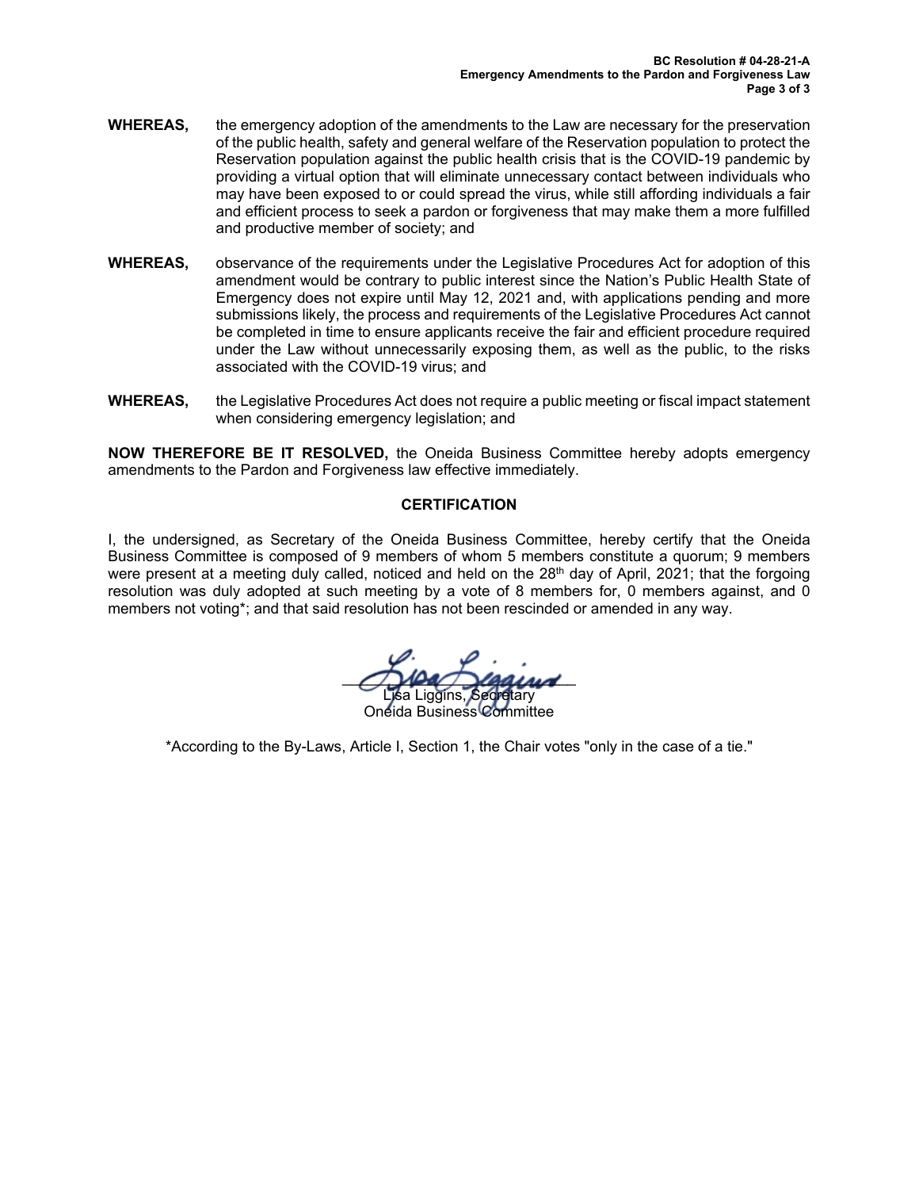**WHEREAS,** the emergency adoption of the amendments to the Law are necessary for the preservation of the public health, safety and general welfare of the Reservation population to protect the Reservation population against the public health crisis that is the COVID-19 pandemic by providing a virtual option that will eliminate unnecessary contact between individuals who may have been exposed to or could spread the virus, while still affording individuals a fair and efficient process to seek a pardon or forgiveness that may make them a more fulfilled and productive member of society; and

**WHEREAS,** observance of the requirements under the Legislative Procedures Act for adoption of this amendment would be contrary to public interest since the Nation's Public Health State of Emergency does not expire until May 12, 2021 and, with applications pending and more submissions likely, the process and requirements of the Legislative Procedures Act cannot be completed in time to ensure applicants receive the fair and efficient procedure required under the Law without unnecessarily exposing them, as well as the public, to the risks associated with the COVID-19 virus; and

**WHEREAS,** the Legislative Procedures Act does not require a public meeting or fiscal impact statement when considering emergency legislation; and

**NOW THEREFORE BE IT RESOLVED,** the Oneida Business Committee hereby adopts emergency amendments to the Pardon and Forgiveness law effective immediately.

## CERTIFICATION

I, the undersigned, as Secretary of the Oneida Business Committee, hereby certify that the Oneida Business Committee is composed of 9 members of whom 5 members constitute a quorum; 9 members were present at a meeting duly called, noticed and held on the 28th day of April, 2021; that the forgoing resolution was duly adopted at such meeting by a vote of 8 members for, 0 members against, and 0 members not voting*; and that said resolution has not been rescinded or amended in any way.

Lisa Liggins, Secretary
Oneida Business Committee

*According to the By-Laws, Article I, Section 1, the Chair votes "only in the case of a tie."